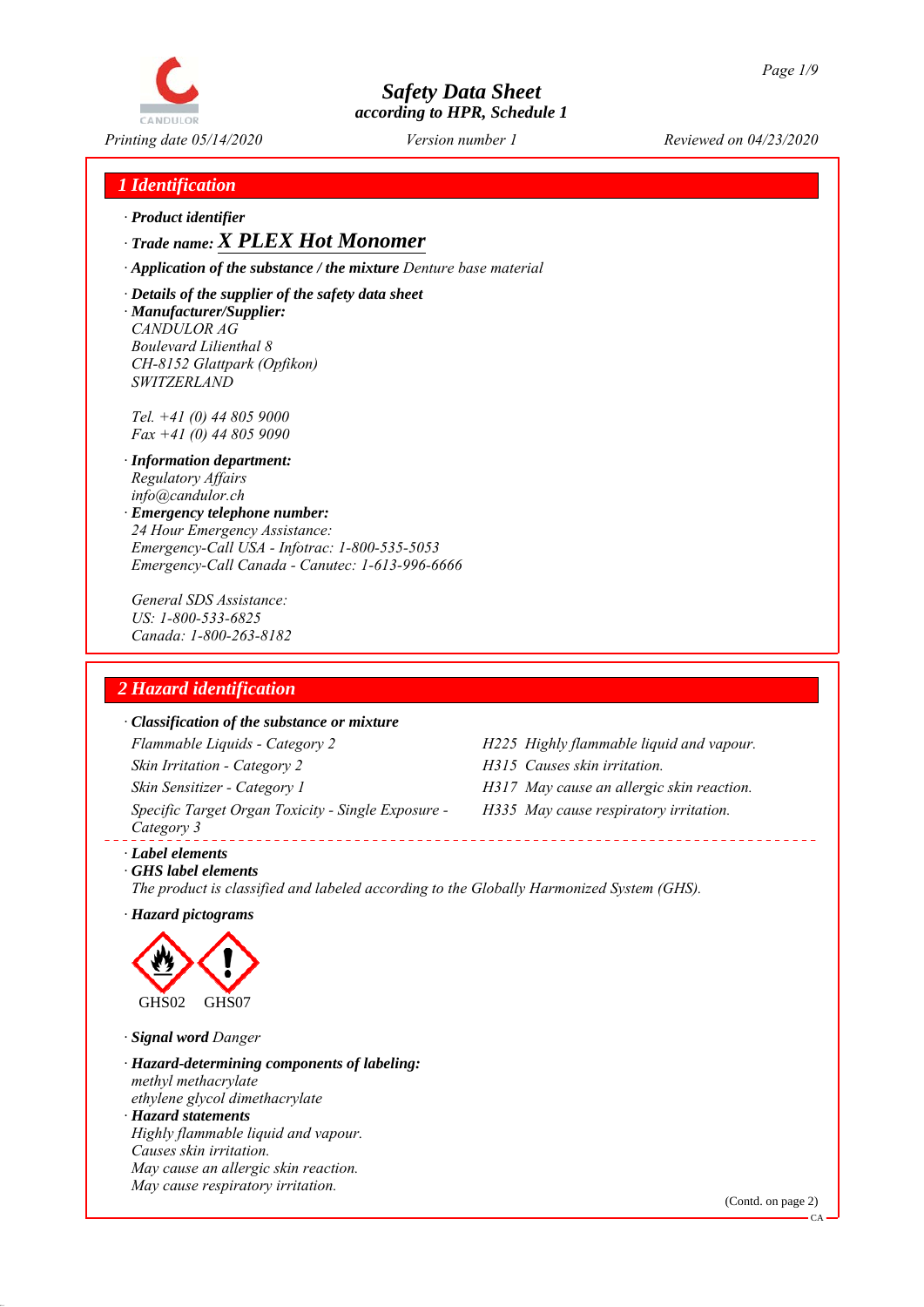# Safety Data Sheet
*according to HPR, Schedule 1*

*Printing date 05/14/2020* *Version number 1* *Reviewed on 04/23/2020*

## 1 Identification

· **Product identifier**

· **Trade name:** ***X PLEX Hot Monomer***

· **Application of the substance / the mixture** *Denture base material*

· **Details of the supplier of the safety data sheet**

· **Manufacturer/Supplier:**
CANDULOR AG
Boulevard Lilienthal 8
CH-8152 Glattpark (Opfikon)
SWITZERLAND

Tel. +41 (0) 44 805 9000
Fax +41 (0) 44 805 9090

· **Information department:**
Regulatory Affairs
info@candulor.ch

· **Emergency telephone number:**
24 Hour Emergency Assistance:
Emergency-Call USA - Infotrac: 1-800-535-5053
Emergency-Call Canada - Canutec: 1-613-996-6666

General SDS Assistance:
US: 1-800-533-6825
Canada: 1-800-263-8182

## 2 Hazard identification

· **Classification of the substance or mixture**

| Classification | Hazard statement |
|---|---|
| Flammable Liquids - Category 2 | H225 Highly flammable liquid and vapour. |
| Skin Irritation - Category 2 | H315 Causes skin irritation. |
| Skin Sensitizer - Category 1 | H317 May cause an allergic skin reaction. |
| Specific Target Organ Toxicity - Single Exposure - Category 3 | H335 May cause respiratory irritation. |

· **Label elements**

· **GHS label elements**
*The product is classified and labeled according to the Globally Harmonized System (GHS).*

· **Hazard pictograms**

GHS02 GHS07

· **Signal word** *Danger*

· **Hazard-determining components of labeling:**
methyl methacrylate
ethylene glycol dimethacrylate

· **Hazard statements**
Highly flammable liquid and vapour.
Causes skin irritation.
May cause an allergic skin reaction.
May cause respiratory irritation.

(Contd. on page 2)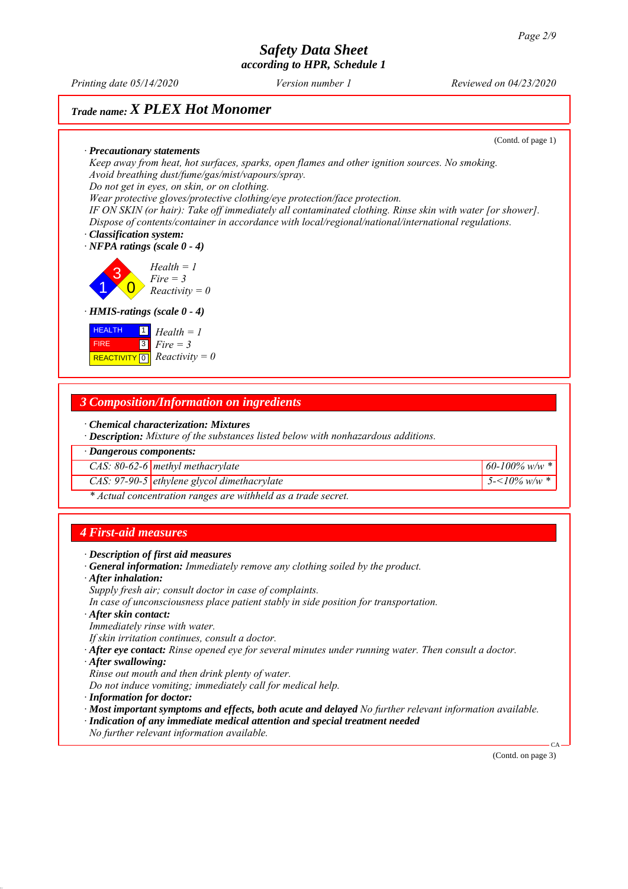**Trade name: X PLEX Hot Monomer**

(Contd. of page 1)

· **Precautionary statements**
Keep away from heat, hot surfaces, sparks, open flames and other ignition sources. No smoking.
Avoid breathing dust/fume/gas/mist/vapours/spray.
Do not get in eyes, on skin, or on clothing.
Wear protective gloves/protective clothing/eye protection/face protection.
IF ON SKIN (or hair): Take off immediately all contaminated clothing. Rinse skin with water [or shower].
Dispose of contents/container in accordance with local/regional/national/international regulations.

· **Classification system:**
· **NFPA ratings (scale 0 - 4)**

Health = 1
Fire = 3
Reactivity = 0

· **HMIS-ratings (scale 0 - 4)**

| | | |
|---|---|---|
| HEALTH | 1 | Health = 1 |
| FIRE | 3 | Fire = 3 |
| REACTIVITY | 0 | Reactivity = 0 |

## 3 Composition/Information on ingredients

· **Chemical characterization: Mixtures**
· **Description:** Mixture of the substances listed below with nonhazardous additions.

· **Dangerous components:**

| | | |
|---|---|---|
| CAS: 80-62-6 | methyl methacrylate | 60-100% w/w * |
| CAS: 97-90-5 | ethylene glycol dimethacrylate | 5-<10% w/w * |

* Actual concentration ranges are withheld as a trade secret.

## 4 First-aid measures

· **Description of first aid measures**
· **General information:** Immediately remove any clothing soiled by the product.
· **After inhalation:**
Supply fresh air; consult doctor in case of complaints.
In case of unconsciousness place patient stably in side position for transportation.
· **After skin contact:**
Immediately rinse with water.
If skin irritation continues, consult a doctor.
· **After eye contact:** Rinse opened eye for several minutes under running water. Then consult a doctor.
· **After swallowing:**
Rinse out mouth and then drink plenty of water.
Do not induce vomiting; immediately call for medical help.
· **Information for doctor:**
· **Most important symptoms and effects, both acute and delayed** No further relevant information available.
· **Indication of any immediate medical attention and special treatment needed**
No further relevant information available.

(Contd. on page 3)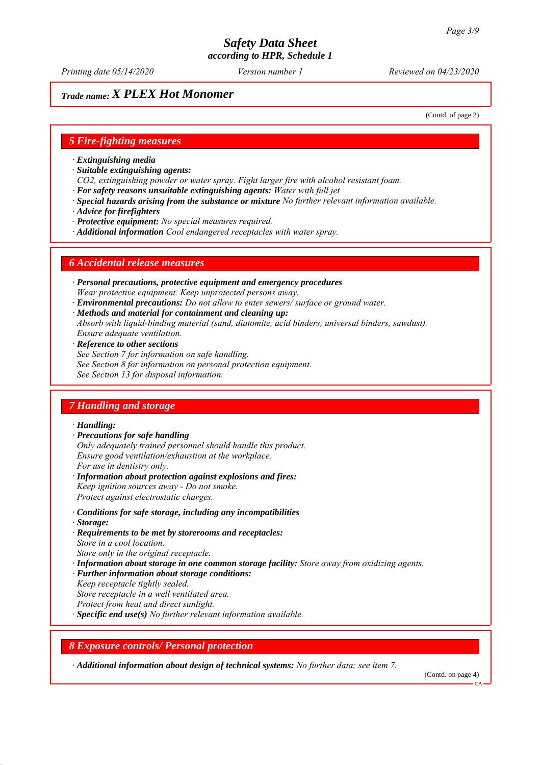*Trade name:* ***X PLEX Hot Monomer***

(Contd. of page 2)

## 5 Fire-fighting measures

· ***Extinguishing media***
· ***Suitable extinguishing agents:***
*$CO_2$, extinguishing powder or water spray. Fight larger fire with alcohol resistant foam.*
· ***For safety reasons unsuitable extinguishing agents:*** *Water with full jet*
· ***Special hazards arising from the substance or mixture*** *No further relevant information available.*
· ***Advice for firefighters***
· ***Protective equipment:*** *No special measures required.*
· ***Additional information*** *Cool endangered receptacles with water spray.*

## 6 Accidental release measures

· ***Personal precautions, protective equipment and emergency procedures***
*Wear protective equipment. Keep unprotected persons away.*
· ***Environmental precautions:*** *Do not allow to enter sewers/ surface or ground water.*
· ***Methods and material for containment and cleaning up:***
*Absorb with liquid-binding material (sand, diatomite, acid binders, universal binders, sawdust).*
*Ensure adequate ventilation.*
· ***Reference to other sections***
*See Section 7 for information on safe handling.*
*See Section 8 for information on personal protection equipment.*
*See Section 13 for disposal information.*

## 7 Handling and storage

· ***Handling:***
· ***Precautions for safe handling***
*Only adequately trained personnel should handle this product.*
*Ensure good ventilation/exhaustion at the workplace.*
*For use in dentistry only.*
· ***Information about protection against explosions and fires:***
*Keep ignition sources away - Do not smoke.*
*Protect against electrostatic charges.*

· ***Conditions for safe storage, including any incompatibilities***
· ***Storage:***
· ***Requirements to be met by storerooms and receptacles:***
*Store in a cool location.*
*Store only in the original receptacle.*
· ***Information about storage in one common storage facility:*** *Store away from oxidizing agents.*
· ***Further information about storage conditions:***
*Keep receptacle tightly sealed.*
*Store receptacle in a well ventilated area.*
*Protect from heat and direct sunlight.*
· ***Specific end use(s)*** *No further relevant information available.*

## 8 Exposure controls/ Personal protection

· ***Additional information about design of technical systems:*** *No further data; see item 7.*

(Contd. on page 4)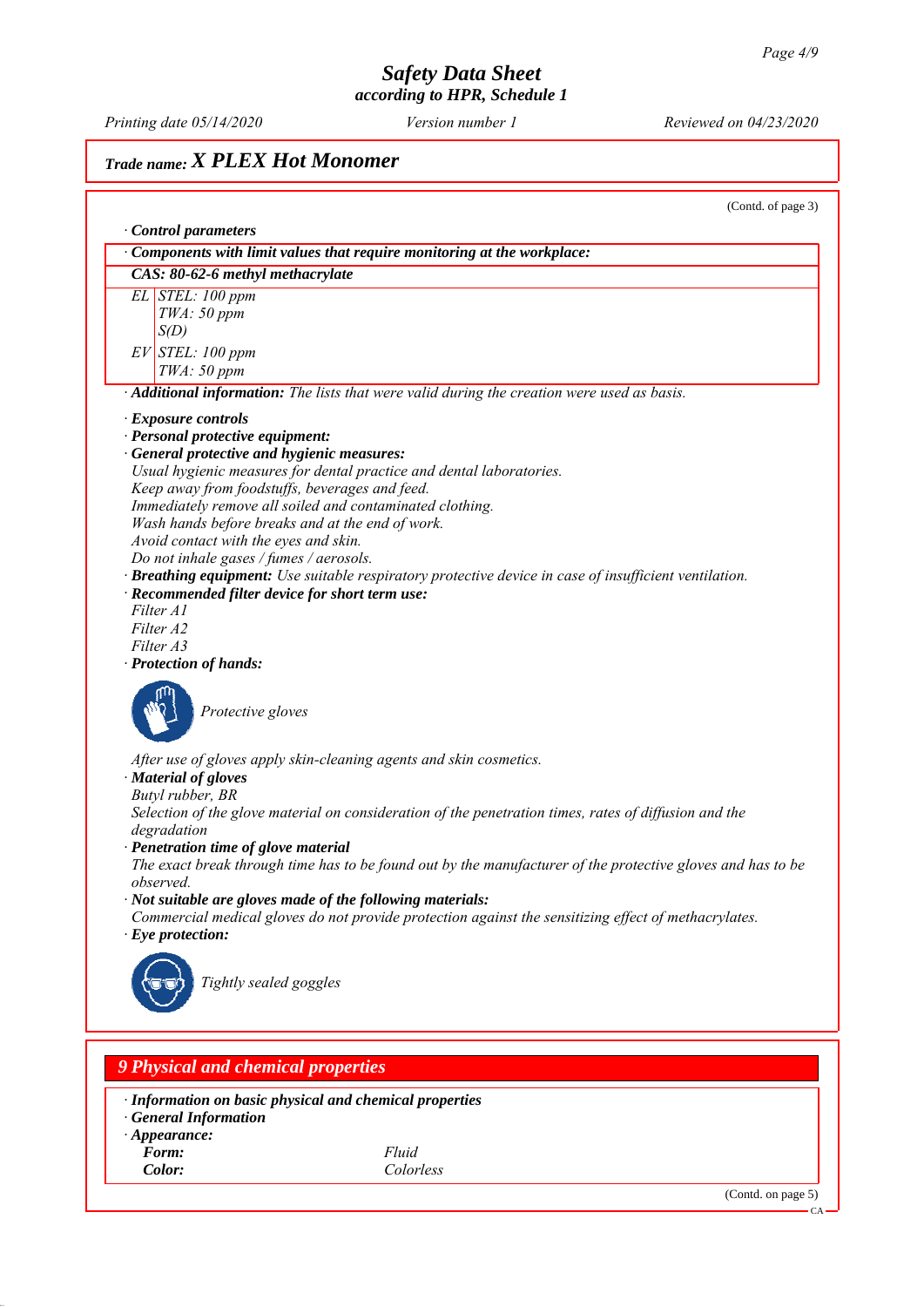# Safety Data Sheet
### according to HPR, Schedule 1

Printing date 05/14/2020 | Version number 1 | Reviewed on 04/23/2020

## Trade name: X PLEX Hot Monomer

(Contd. of page 3)

· **Control parameters**

· **Components with limit values that require monitoring at the workplace:**

**CAS: 80-62-6 methyl methacrylate**

| | |
|---|---|
| EL | STEL: 100 ppm<br>TWA: 50 ppm<br>S(D) |
| EV | STEL: 100 ppm<br>TWA: 50 ppm |

· **Additional information:** The lists that were valid during the creation were used as basis.

· **Exposure controls**
· **Personal protective equipment:**
· **General protective and hygienic measures:**
Usual hygienic measures for dental practice and dental laboratories.
Keep away from foodstuffs, beverages and feed.
Immediately remove all soiled and contaminated clothing.
Wash hands before breaks and at the end of work.
Avoid contact with the eyes and skin.
Do not inhale gases / fumes / aerosols.
· **Breathing equipment:** Use suitable respiratory protective device in case of insufficient ventilation.
· **Recommended filter device for short term use:**
Filter A1
Filter A2
Filter A3
· **Protection of hands:**

Protective gloves

After use of gloves apply skin-cleaning agents and skin cosmetics.
· **Material of gloves**
Butyl rubber, BR
Selection of the glove material on consideration of the penetration times, rates of diffusion and the degradation
· **Penetration time of glove material**
The exact break through time has to be found out by the manufacturer of the protective gloves and has to be observed.
· **Not suitable are gloves made of the following materials:**
Commercial medical gloves do not provide protection against the sensitizing effect of methacrylates.
· **Eye protection:**

Tightly sealed goggles

## 9 Physical and chemical properties

· **Information on basic physical and chemical properties**
· **General Information**
· **Appearance:**

| | |
|---|---|
| **Form:** | Fluid |
| **Color:** | Colorless |

(Contd. on page 5)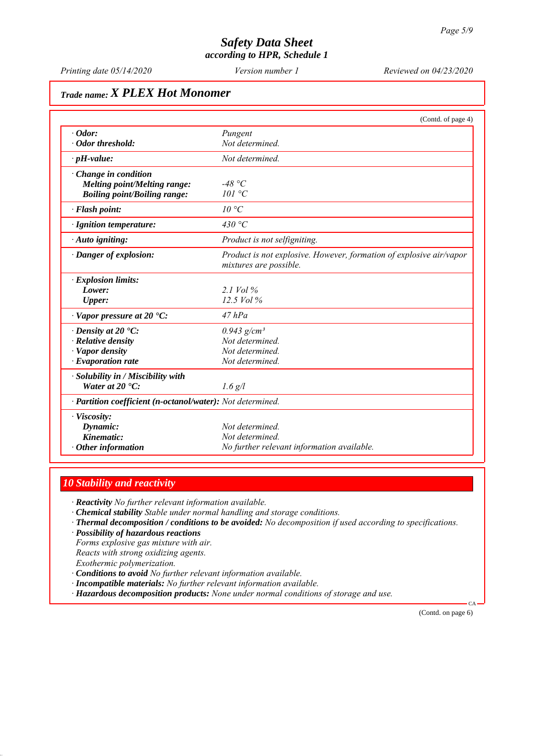# Safety Data Sheet
### according to HPR, Schedule 1

*Printing date 05/14/2020* *Version number 1* *Reviewed on 04/23/2020*

## Trade name: X PLEX Hot Monomer

(Contd. of page 4)

| | |
|---|---|
| · **Odor:** | Pungent |
| · **Odor threshold:** | Not determined. |
| · **pH-value:** | Not determined. |
| · **Change in condition** | |
| **Melting point/Melting range:** | -48 °C |
| **Boiling point/Boiling range:** | 101 °C |
| · **Flash point:** | 10 °C |
| · **Ignition temperature:** | 430 °C |
| · **Auto igniting:** | Product is not selfigniting. |
| · **Danger of explosion:** | Product is not explosive. However, formation of explosive air/vapor mixtures are possible. |
| · **Explosion limits:** | |
| **Lower:** | 2.1 Vol % |
| **Upper:** | 12.5 Vol % |
| · **Vapor pressure at 20 °C:** | 47 hPa |
| · **Density at 20 °C:** | 0.943 g/cm³ |
| · **Relative density** | Not determined. |
| · **Vapor density** | Not determined. |
| · **Evaporation rate** | Not determined. |
| · **Solubility in / Miscibility with** | |
| **Water at 20 °C:** | 1.6 g/l |
| · **Partition coefficient (n-octanol/water):** | Not determined. |
| · **Viscosity:** | |
| **Dynamic:** | Not determined. |
| **Kinematic:** | Not determined. |
| · **Other information** | No further relevant information available. |

## 10 Stability and reactivity

· **Reactivity** No further relevant information available.
· **Chemical stability** Stable under normal handling and storage conditions.
· **Thermal decomposition / conditions to be avoided:** No decomposition if used according to specifications.
· **Possibility of hazardous reactions**
Forms explosive gas mixture with air.
Reacts with strong oxidizing agents.
Exothermic polymerization.
· **Conditions to avoid** No further relevant information available.
· **Incompatible materials:** No further relevant information available.
· **Hazardous decomposition products:** None under normal conditions of storage and use.

CA

(Contd. on page 6)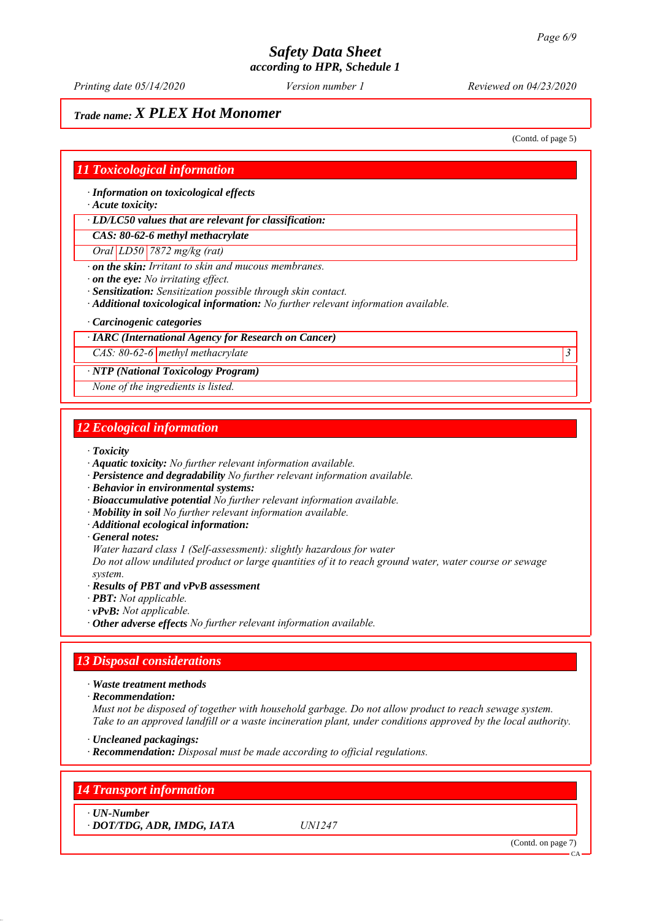Trade name: ***X PLEX Hot Monomer***

(Contd. of page 5)

## 11 Toxicological information

· **Information on toxicological effects**
· **Acute toxicity:**

| · LD/LC50 values that are relevant for classification: | | |
|---|---|---|
| **CAS: 80-62-6 methyl methacrylate** | | |
| Oral | LD50 | 7872 mg/kg (rat) |

· **on the skin:** Irritant to skin and mucous membranes.
· **on the eye:** No irritating effect.
· **Sensitization:** Sensitization possible through skin contact.
· **Additional toxicological information:** No further relevant information available.

· **Carcinogenic categories**

| · IARC (International Agency for Research on Cancer) | | |
|---|---|---|
| CAS: 80-62-6 | methyl methacrylate | 3 |

| · NTP (National Toxicology Program) |
|---|
| None of the ingredients is listed. |

## 12 Ecological information

· **Toxicity**
· **Aquatic toxicity:** No further relevant information available.
· **Persistence and degradability** No further relevant information available.
· **Behavior in environmental systems:**
· **Bioaccumulative potential** No further relevant information available.
· **Mobility in soil** No further relevant information available.
· **Additional ecological information:**
· **General notes:**
Water hazard class 1 (Self-assessment): slightly hazardous for water
Do not allow undiluted product or large quantities of it to reach ground water, water course or sewage system.
· **Results of PBT and vPvB assessment**
· **PBT:** Not applicable.
· **vPvB:** Not applicable.
· **Other adverse effects** No further relevant information available.

## 13 Disposal considerations

· **Waste treatment methods**
· **Recommendation:**
Must not be disposed of together with household garbage. Do not allow product to reach sewage system.
Take to an approved landfill or a waste incineration plant, under conditions approved by the local authority.

· **Uncleaned packagings:**
· **Recommendation:** Disposal must be made according to official regulations.

## 14 Transport information

| · UN-Number | |
|---|---|
| · DOT/TDG, ADR, IMDG, IATA | UN1247 |

(Contd. on page 7)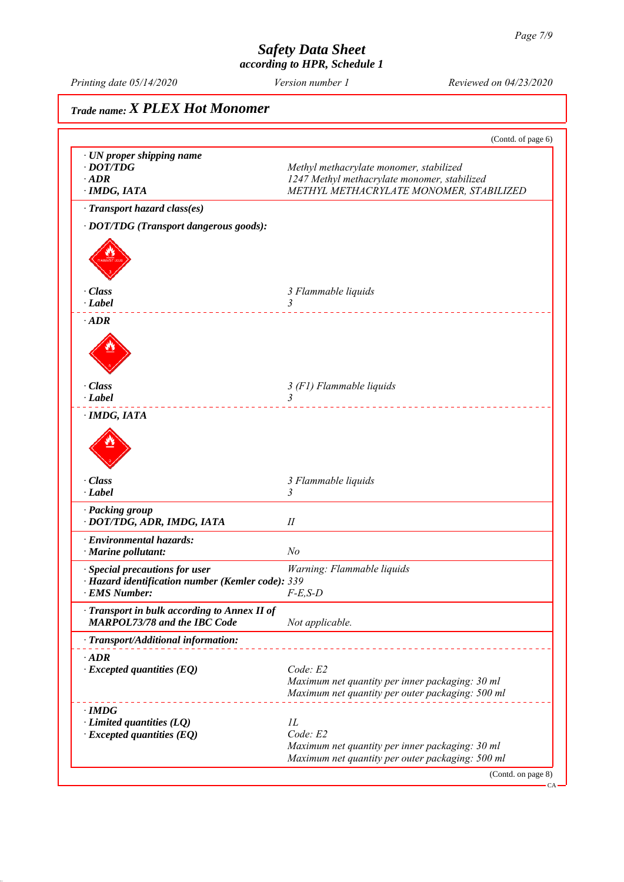# Safety Data Sheet
according to HPR, Schedule 1

Printing date 05/14/2020 | Version number 1 | Reviewed on 04/23/2020

**Trade name: *X PLEX Hot Monomer***

(Contd. of page 6)

| | |
|---|---|
| · **UN proper shipping name** | |
| · **DOT/TDG** | *Methyl methacrylate monomer, stabilized* |
| · **ADR** | *1247 Methyl methacrylate monomer, stabilized* |
| · **IMDG, IATA** | *METHYL METHACRYLATE MONOMER, STABILIZED* |

· **Transport hazard class(es)**

· **DOT/TDG (Transport dangerous goods):**

| | |
|---|---|
| · **Class** | *3 Flammable liquids* |
| · **Label** | *3* |

· **ADR**

| | |
|---|---|
| · **Class** | *3 (F1) Flammable liquids* |
| · **Label** | *3* |

· **IMDG, IATA**

| | |
|---|---|
| · **Class** | *3 Flammable liquids* |
| · **Label** | *3* |

| | |
|---|---|
| · **Packing group** | |
| · **DOT/TDG, ADR, IMDG, IATA** | *II* |
| · **Environmental hazards:** | |
| · **Marine pollutant:** | *No* |
| · **Special precautions for user** | *Warning: Flammable liquids* |
| · **Hazard identification number (Kemler code):** | *339* |
| · **EMS Number:** | *F-E,S-D* |
| · **Transport in bulk according to Annex II of MARPOL73/78 and the IBC Code** | *Not applicable.* |

· **Transport/Additional information:**

· **ADR**

| | |
|---|---|
| · **Excepted quantities (EQ)** | *Code: E2*<br>*Maximum net quantity per inner packaging: 30 ml*<br>*Maximum net quantity per outer packaging: 500 ml* |

· **IMDG**

| | |
|---|---|
| · **Limited quantities (LQ)** | *1L* |
| · **Excepted quantities (EQ)** | *Code: E2*<br>*Maximum net quantity per inner packaging: 30 ml*<br>*Maximum net quantity per outer packaging: 500 ml* |

(Contd. on page 8)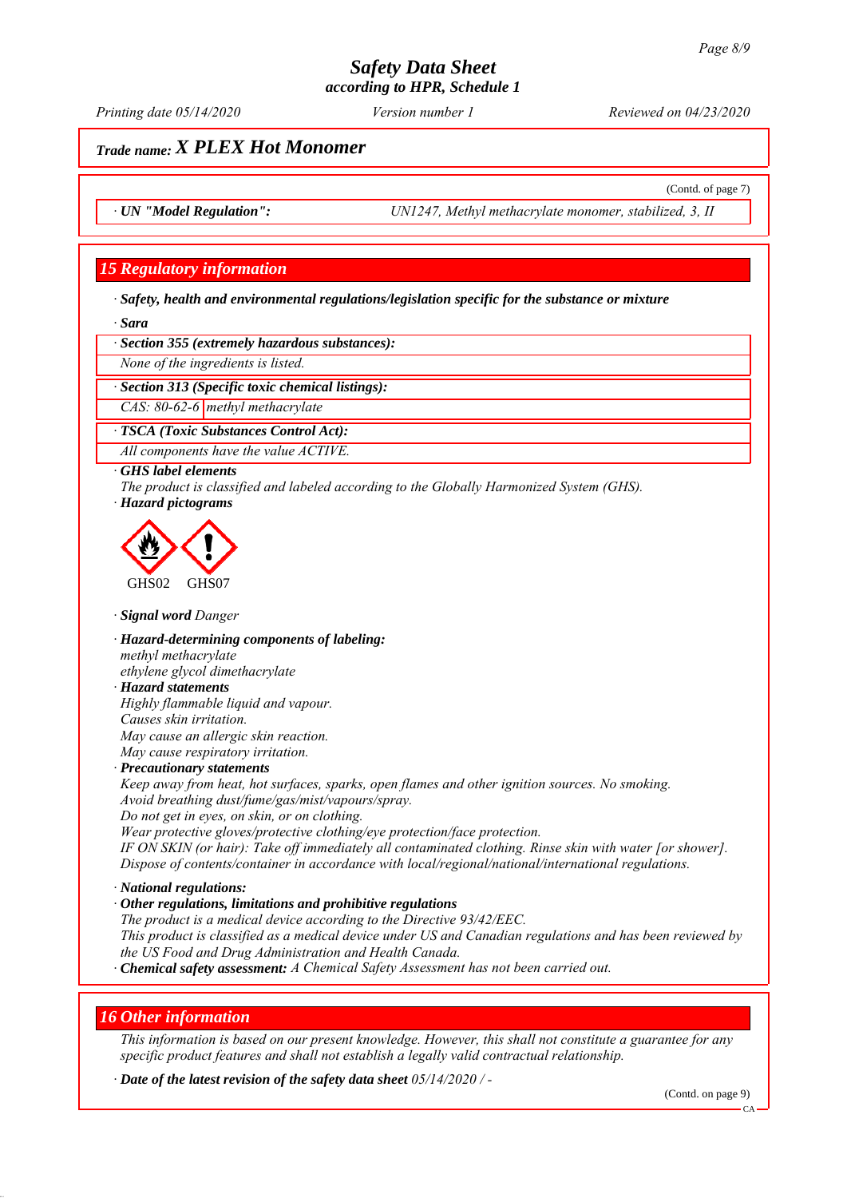*Trade name:* ***X PLEX Hot Monomer***

(Contd. of page 7)

· **UN "Model Regulation":** UN1247, Methyl methacrylate monomer, stabilized, 3, II

## 15 Regulatory information

· **Safety, health and environmental regulations/legislation specific for the substance or mixture**

· **Sara**

· **Section 355 (extremely hazardous substances):**

None of the ingredients is listed.

· **Section 313 (Specific toxic chemical listings):**

| CAS: 80-62-6 | methyl methacrylate |
|---|---|

· **TSCA (Toxic Substances Control Act):**

All components have the value ACTIVE.

· **GHS label elements**

The product is classified and labeled according to the Globally Harmonized System (GHS).

· **Hazard pictograms**

GHS02 GHS07

· **Signal word** Danger

· **Hazard-determining components of labeling:**

methyl methacrylate
ethylene glycol dimethacrylate

· **Hazard statements**

Highly flammable liquid and vapour.
Causes skin irritation.
May cause an allergic skin reaction.
May cause respiratory irritation.

· **Precautionary statements**

Keep away from heat, hot surfaces, sparks, open flames and other ignition sources. No smoking.
Avoid breathing dust/fume/gas/mist/vapours/spray.
Do not get in eyes, on skin, or on clothing.
Wear protective gloves/protective clothing/eye protection/face protection.
IF ON SKIN (or hair): Take off immediately all contaminated clothing. Rinse skin with water [or shower].
Dispose of contents/container in accordance with local/regional/national/international regulations.

· **National regulations:**

· **Other regulations, limitations and prohibitive regulations**

The product is a medical device according to the Directive 93/42/EEC.
This product is classified as a medical device under US and Canadian regulations and has been reviewed by the US Food and Drug Administration and Health Canada.

· **Chemical safety assessment:** A Chemical Safety Assessment has not been carried out.

## 16 Other information

This information is based on our present knowledge. However, this shall not constitute a guarantee for any specific product features and shall not establish a legally valid contractual relationship.

· **Date of the latest revision of the safety data sheet** 05/14/2020 / -

(Contd. on page 9)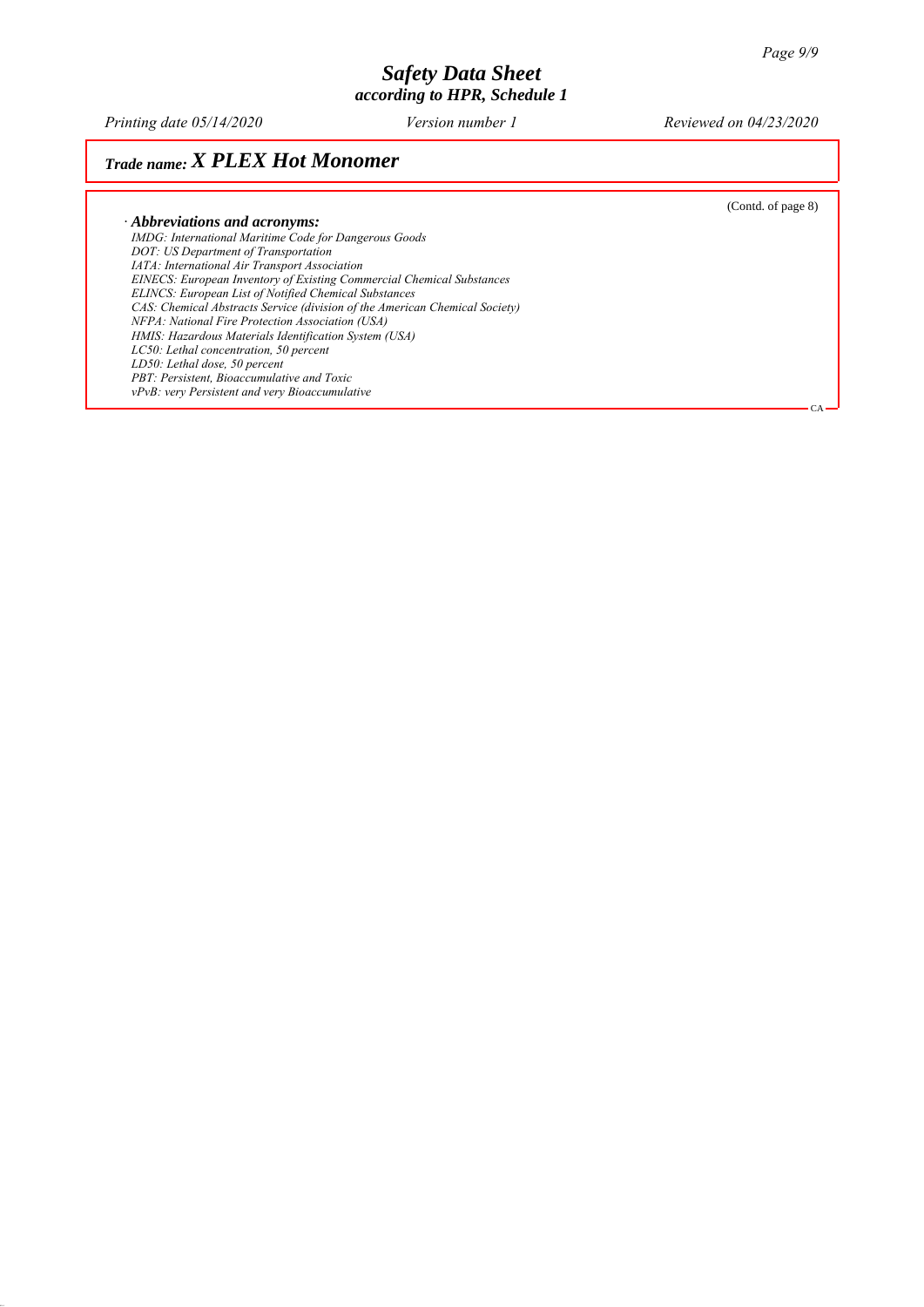## Trade name: *X PLEX Hot Monomer*

(Contd. of page 8)

· ***Abbreviations and acronyms:***

*IMDG: International Maritime Code for Dangerous Goods*
*DOT: US Department of Transportation*
*IATA: International Air Transport Association*
*EINECS: European Inventory of Existing Commercial Chemical Substances*
*ELINCS: European List of Notified Chemical Substances*
*CAS: Chemical Abstracts Service (division of the American Chemical Society)*
*NFPA: National Fire Protection Association (USA)*
*HMIS: Hazardous Materials Identification System (USA)*
*LC50: Lethal concentration, 50 percent*
*LD50: Lethal dose, 50 percent*
*PBT: Persistent, Bioaccumulative and Toxic*
*vPvB: very Persistent and very Bioaccumulative*

CA